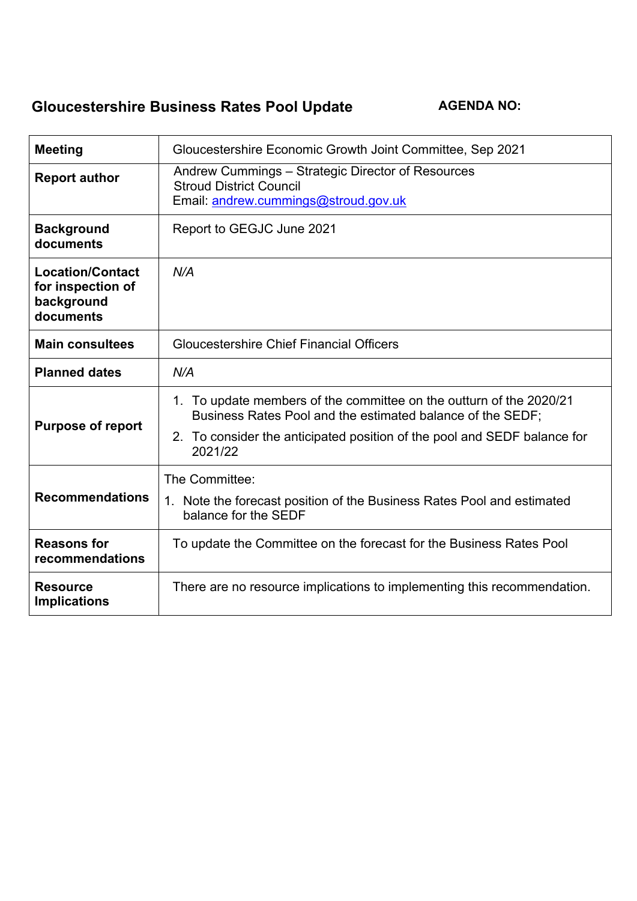# Gloucestershire Business Rates Pool Update

**AGENDA NO:**

| | |
|---|---|
| **Meeting** | Gloucestershire Economic Growth Joint Committee, Sep 2021 |
| **Report author** | Andrew Cummings – Strategic Director of Resources<br>Stroud District Council<br>Email: andrew.cummings@stroud.gov.uk |
| **Background documents** | Report to GEGJC June 2021 |
| **Location/Contact for inspection of background documents** | *N/A* |
| **Main consultees** | Gloucestershire Chief Financial Officers |
| **Planned dates** | *N/A* |
| **Purpose of report** | 1. To update members of the committee on the outturn of the 2020/21 Business Rates Pool and the estimated balance of the SEDF;<br>2. To consider the anticipated position of the pool and SEDF balance for 2021/22 |
| **Recommendations** | The Committee:<br>1. Note the forecast position of the Business Rates Pool and estimated balance for the SEDF |
| **Reasons for recommendations** | To update the Committee on the forecast for the Business Rates Pool |
| **Resource Implications** | There are no resource implications to implementing this recommendation. |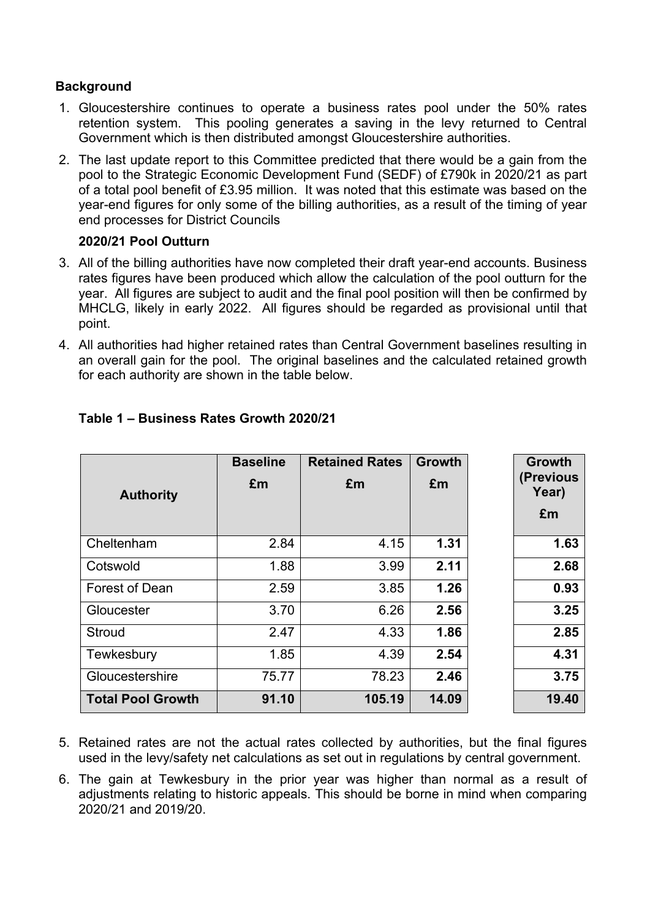**Background**

1. Gloucestershire continues to operate a business rates pool under the 50% rates retention system. This pooling generates a saving in the levy returned to Central Government which is then distributed amongst Gloucestershire authorities.
2. The last update report to this Committee predicted that there would be a gain from the pool to the Strategic Economic Development Fund (SEDF) of £790k in 2020/21 as part of a total pool benefit of £3.95 million. It was noted that this estimate was based on the year-end figures for only some of the billing authorities, as a result of the timing of year end processes for District Councils

**2020/21 Pool Outturn**

3. All of the billing authorities have now completed their draft year-end accounts. Business rates figures have been produced which allow the calculation of the pool outturn for the year. All figures are subject to audit and the final pool position will then be confirmed by MHCLG, likely in early 2022. All figures should be regarded as provisional until that point.
4. All authorities had higher retained rates than Central Government baselines resulting in an overall gain for the pool. The original baselines and the calculated retained growth for each authority are shown in the table below.

**Table 1 – Business Rates Growth 2020/21**

| Authority | Baseline £m | Retained Rates £m | Growth £m | Growth (Previous Year) £m |
|---|---|---|---|---|
| Cheltenham | 2.84 | 4.15 | **1.31** | **1.63** |
| Cotswold | 1.88 | 3.99 | **2.11** | **2.68** |
| Forest of Dean | 2.59 | 3.85 | **1.26** | **0.93** |
| Gloucester | 3.70 | 6.26 | **2.56** | **3.25** |
| Stroud | 2.47 | 4.33 | **1.86** | **2.85** |
| Tewkesbury | 1.85 | 4.39 | **2.54** | **4.31** |
| Gloucestershire | 75.77 | 78.23 | **2.46** | **3.75** |
| **Total Pool Growth** | **91.10** | **105.19** | **14.09** | **19.40** |

5. Retained rates are not the actual rates collected by authorities, but the final figures used in the levy/safety net calculations as set out in regulations by central government.
6. The gain at Tewkesbury in the prior year was higher than normal as a result of adjustments relating to historic appeals. This should be borne in mind when comparing 2020/21 and 2019/20.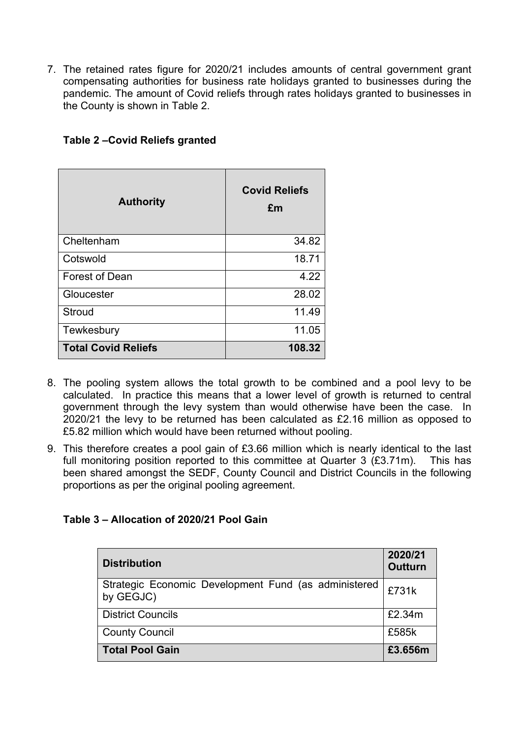7. The retained rates figure for 2020/21 includes amounts of central government grant compensating authorities for business rate holidays granted to businesses during the pandemic. The amount of Covid reliefs through rates holidays granted to businesses in the County is shown in Table 2.

**Table 2 –Covid Reliefs granted**

| Authority | Covid Reliefs £m |
|---|---:|
| Cheltenham | 34.82 |
| Cotswold | 18.71 |
| Forest of Dean | 4.22 |
| Gloucester | 28.02 |
| Stroud | 11.49 |
| Tewkesbury | 11.05 |
| **Total Covid Reliefs** | **108.32** |

8. The pooling system allows the total growth to be combined and a pool levy to be calculated. In practice this means that a lower level of growth is returned to central government through the levy system than would otherwise have been the case. In 2020/21 the levy to be returned has been calculated as £2.16 million as opposed to £5.82 million which would have been returned without pooling.

9. This therefore creates a pool gain of £3.66 million which is nearly identical to the last full monitoring position reported to this committee at Quarter 3 (£3.71m). This has been shared amongst the SEDF, County Council and District Councils in the following proportions as per the original pooling agreement.

**Table 3 – Allocation of 2020/21 Pool Gain**

| Distribution | 2020/21 Outturn |
|---|---|
| Strategic Economic Development Fund (as administered by GEGJC) | £731k |
| District Councils | £2.34m |
| County Council | £585k |
| **Total Pool Gain** | **£3.656m** |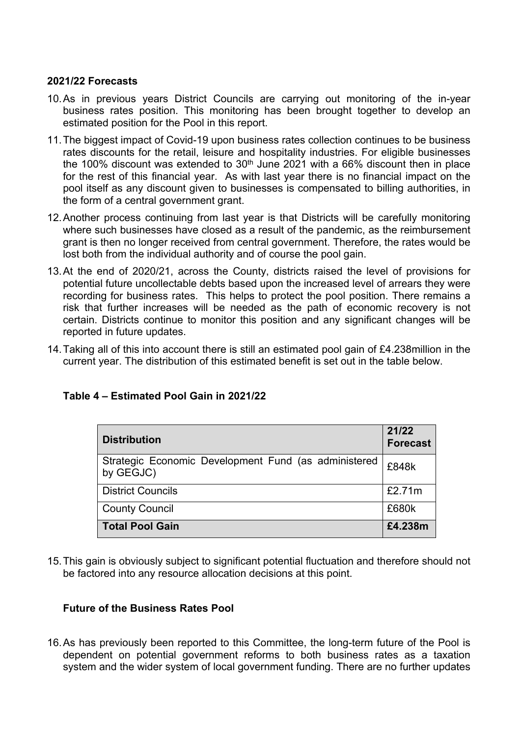**2021/22 Forecasts**

10. As in previous years District Councils are carrying out monitoring of the in-year business rates position. This monitoring has been brought together to develop an estimated position for the Pool in this report.
11. The biggest impact of Covid-19 upon business rates collection continues to be business rates discounts for the retail, leisure and hospitality industries. For eligible businesses the 100% discount was extended to 30th June 2021 with a 66% discount then in place for the rest of this financial year. As with last year there is no financial impact on the pool itself as any discount given to businesses is compensated to billing authorities, in the form of a central government grant.
12. Another process continuing from last year is that Districts will be carefully monitoring where such businesses have closed as a result of the pandemic, as the reimbursement grant is then no longer received from central government. Therefore, the rates would be lost both from the individual authority and of course the pool gain.
13. At the end of 2020/21, across the County, districts raised the level of provisions for potential future uncollectable debts based upon the increased level of arrears they were recording for business rates. This helps to protect the pool position. There remains a risk that further increases will be needed as the path of economic recovery is not certain. Districts continue to monitor this position and any significant changes will be reported in future updates.
14. Taking all of this into account there is still an estimated pool gain of £4.238million in the current year. The distribution of this estimated benefit is set out in the table below.

**Table 4 – Estimated Pool Gain in 2021/22**

| Distribution | 21/22 Forecast |
|---|---|
| Strategic Economic Development Fund (as administered by GEGJC) | £848k |
| District Councils | £2.71m |
| County Council | £680k |
| **Total Pool Gain** | **£4.238m** |

15. This gain is obviously subject to significant potential fluctuation and therefore should not be factored into any resource allocation decisions at this point.

**Future of the Business Rates Pool**

16. As has previously been reported to this Committee, the long-term future of the Pool is dependent on potential government reforms to both business rates as a taxation system and the wider system of local government funding. There are no further updates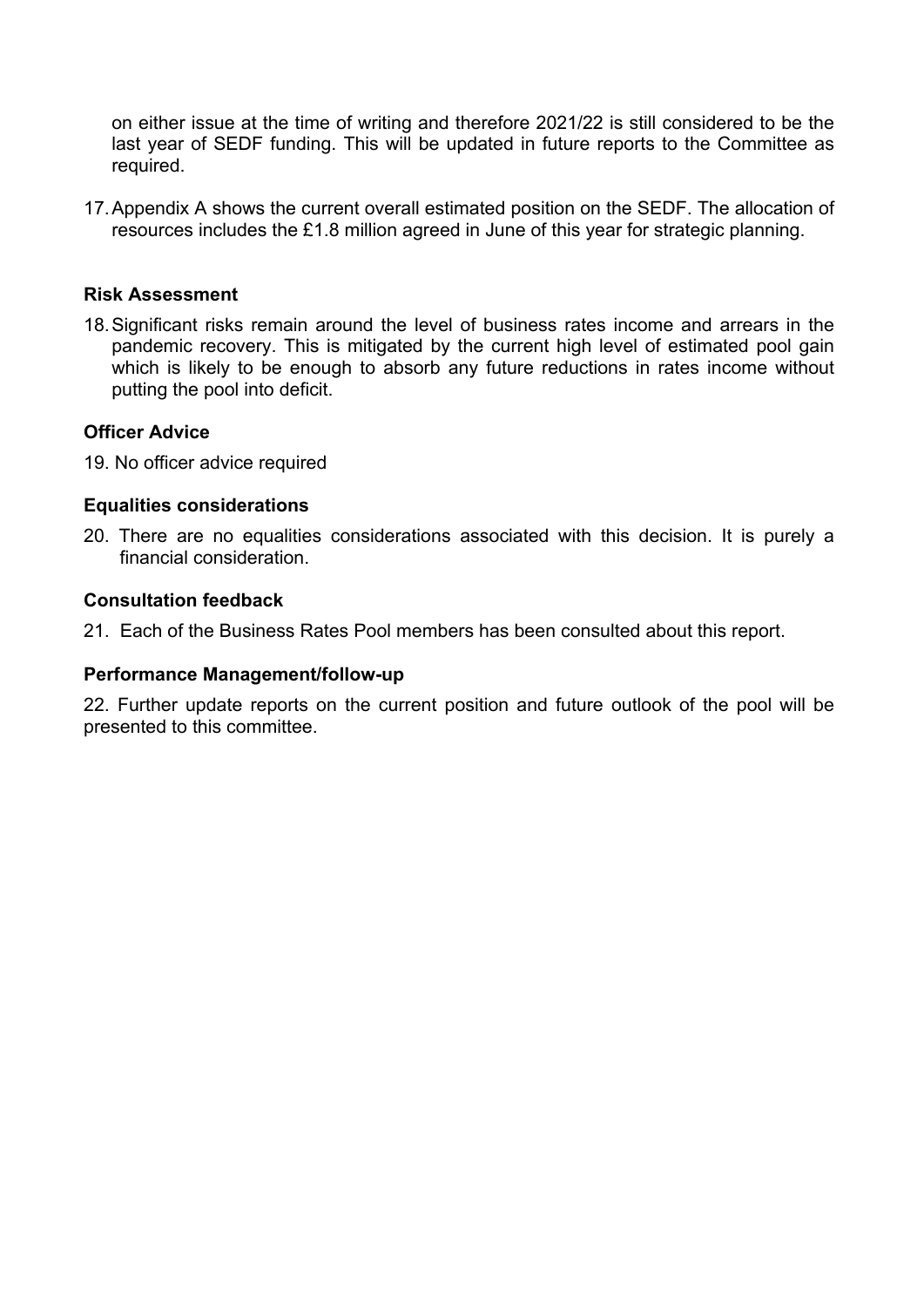on either issue at the time of writing and therefore 2021/22 is still considered to be the last year of SEDF funding. This will be updated in future reports to the Committee as required.

17. Appendix A shows the current overall estimated position on the SEDF. The allocation of resources includes the £1.8 million agreed in June of this year for strategic planning.

**Risk Assessment**

18. Significant risks remain around the level of business rates income and arrears in the pandemic recovery. This is mitigated by the current high level of estimated pool gain which is likely to be enough to absorb any future reductions in rates income without putting the pool into deficit.

**Officer Advice**

19. No officer advice required

**Equalities considerations**

20. There are no equalities considerations associated with this decision. It is purely a financial consideration.

**Consultation feedback**

21. Each of the Business Rates Pool members has been consulted about this report.

**Performance Management/follow-up**

22. Further update reports on the current position and future outlook of the pool will be presented to this committee.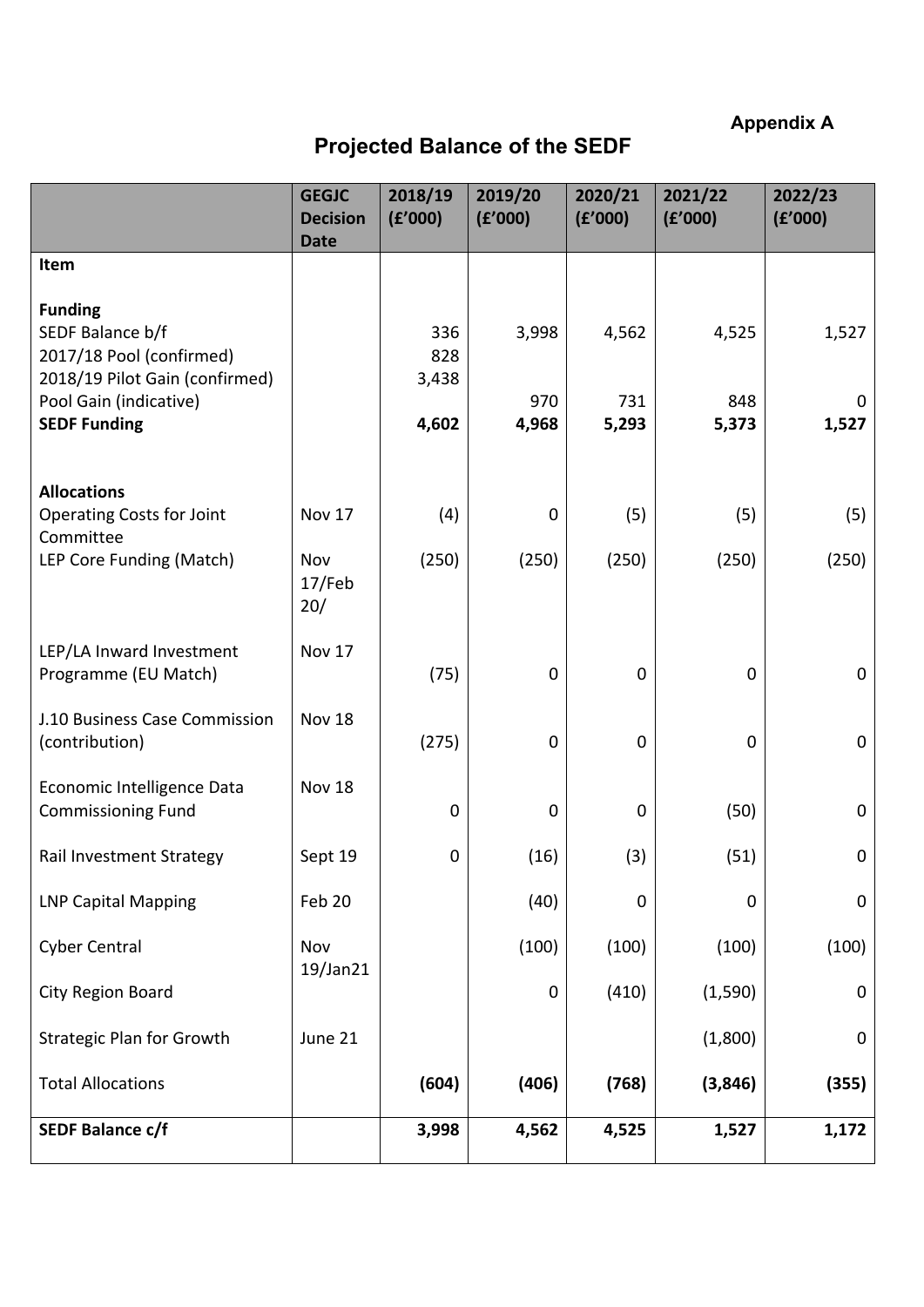**Appendix A**

# Projected Balance of the SEDF

| | GEGJC Decision Date | 2018/19 (£'000) | 2019/20 (£'000) | 2020/21 (£'000) | 2021/22 (£'000) | 2022/23 (£'000) |
|---|---|---|---|---|---|---|
| **Item** | | | | | | |
| **Funding** | | | | | | |
| SEDF Balance b/f | | 336 | 3,998 | 4,562 | 4,525 | 1,527 |
| 2017/18 Pool (confirmed) | | 828 | | | | |
| 2018/19 Pilot Gain (confirmed) | | 3,438 | | | | |
| Pool Gain (indicative) | | | 970 | 731 | 848 | 0 |
| **SEDF Funding** | | **4,602** | **4,968** | **5,293** | **5,373** | **1,527** |
| **Allocations** | | | | | | |
| Operating Costs for Joint Committee | Nov 17 | (4) | 0 | (5) | (5) | (5) |
| LEP Core Funding (Match) | Nov 17/Feb 20/ | (250) | (250) | (250) | (250) | (250) |
| LEP/LA Inward Investment Programme (EU Match) | Nov 17 | (75) | 0 | 0 | 0 | 0 |
| J.10 Business Case Commission (contribution) | Nov 18 | (275) | 0 | 0 | 0 | 0 |
| Economic Intelligence Data Commissioning Fund | Nov 18 | 0 | 0 | 0 | (50) | 0 |
| Rail Investment Strategy | Sept 19 | 0 | (16) | (3) | (51) | 0 |
| LNP Capital Mapping | Feb 20 | | (40) | 0 | 0 | 0 |
| Cyber Central | Nov 19/Jan21 | | (100) | (100) | (100) | (100) |
| City Region Board | | | 0 | (410) | (1,590) | 0 |
| Strategic Plan for Growth | June 21 | | | | (1,800) | 0 |
| Total Allocations | | **(604)** | **(406)** | **(768)** | **(3,846)** | **(355)** |
| **SEDF Balance c/f** | | **3,998** | **4,562** | **4,525** | **1,527** | **1,172** |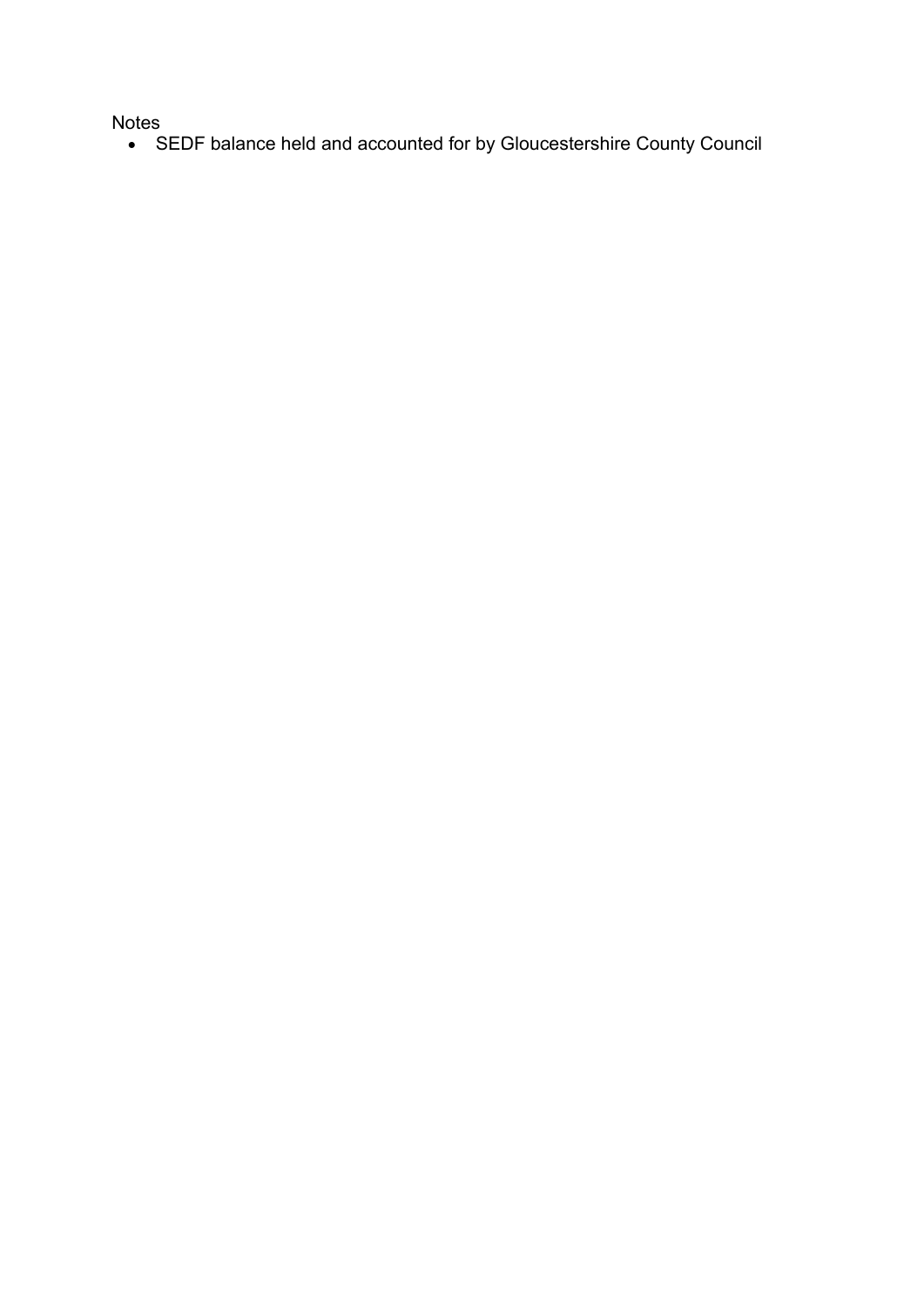Notes

- SEDF balance held and accounted for by Gloucestershire County Council